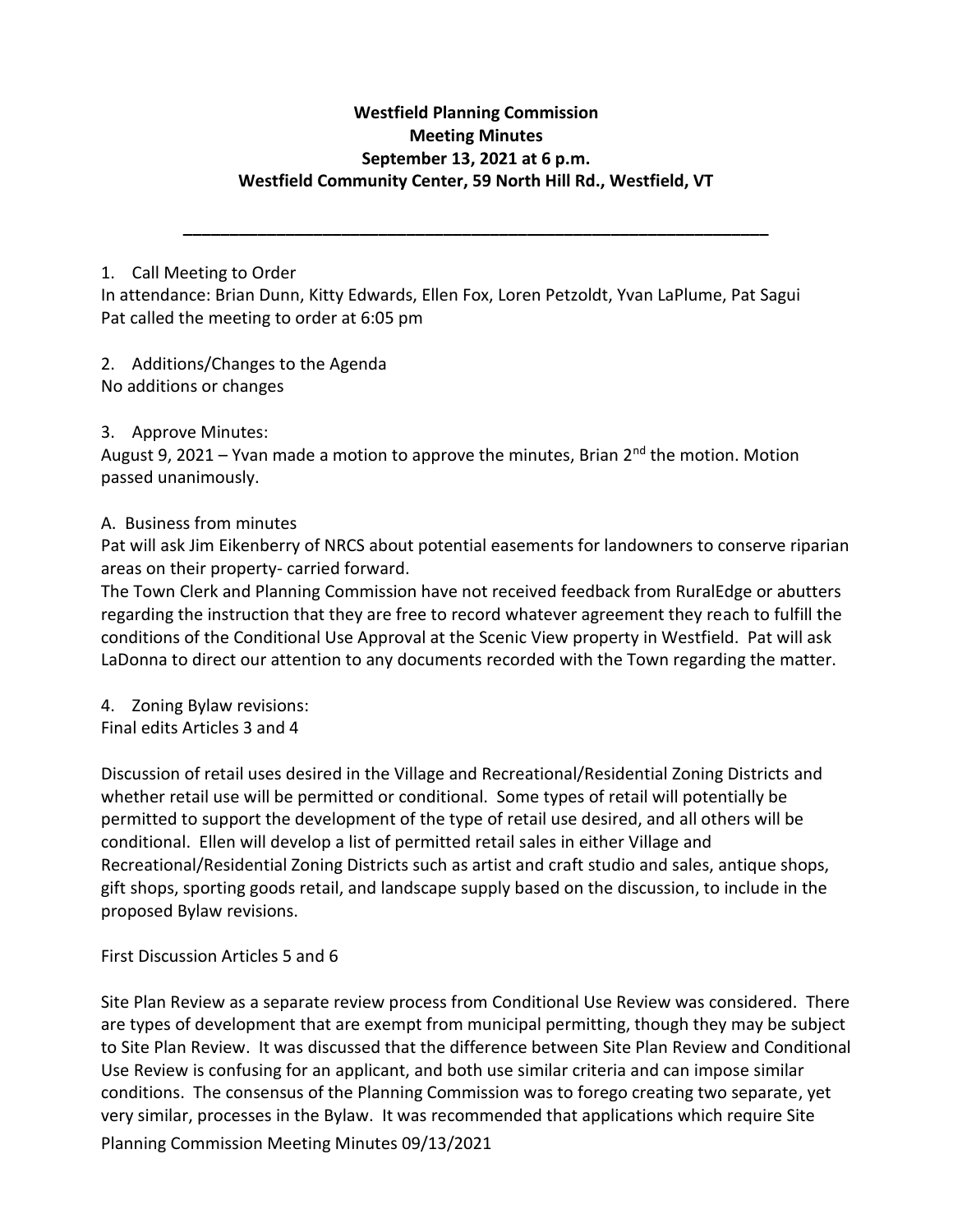# Westfield Planning Commission
## Meeting Minutes
## September 13, 2021 at 6 p.m.
## Westfield Community Center, 59 North Hill Rd., Westfield, VT

---

1. Call Meeting to Order

In attendance: Brian Dunn, Kitty Edwards, Ellen Fox, Loren Petzoldt, Yvan LaPlume, Pat Sagui
Pat called the meeting to order at 6:05 pm

2. Additions/Changes to the Agenda

No additions or changes

3. Approve Minutes:

August 9, 2021 – Yvan made a motion to approve the minutes, Brian 2nd the motion. Motion passed unanimously.

A. Business from minutes

Pat will ask Jim Eikenberry of NRCS about potential easements for landowners to conserve riparian areas on their property- carried forward.
The Town Clerk and Planning Commission have not received feedback from RuralEdge or abutters regarding the instruction that they are free to record whatever agreement they reach to fulfill the conditions of the Conditional Use Approval at the Scenic View property in Westfield. Pat will ask LaDonna to direct our attention to any documents recorded with the Town regarding the matter.

4. Zoning Bylaw revisions:

Final edits Articles 3 and 4

Discussion of retail uses desired in the Village and Recreational/Residential Zoning Districts and whether retail use will be permitted or conditional. Some types of retail will potentially be permitted to support the development of the type of retail use desired, and all others will be conditional. Ellen will develop a list of permitted retail sales in either Village and Recreational/Residential Zoning Districts such as artist and craft studio and sales, antique shops, gift shops, sporting goods retail, and landscape supply based on the discussion, to include in the proposed Bylaw revisions.

First Discussion Articles 5 and 6

Site Plan Review as a separate review process from Conditional Use Review was considered. There are types of development that are exempt from municipal permitting, though they may be subject to Site Plan Review. It was discussed that the difference between Site Plan Review and Conditional Use Review is confusing for an applicant, and both use similar criteria and can impose similar conditions. The consensus of the Planning Commission was to forego creating two separate, yet very similar, processes in the Bylaw. It was recommended that applications which require Site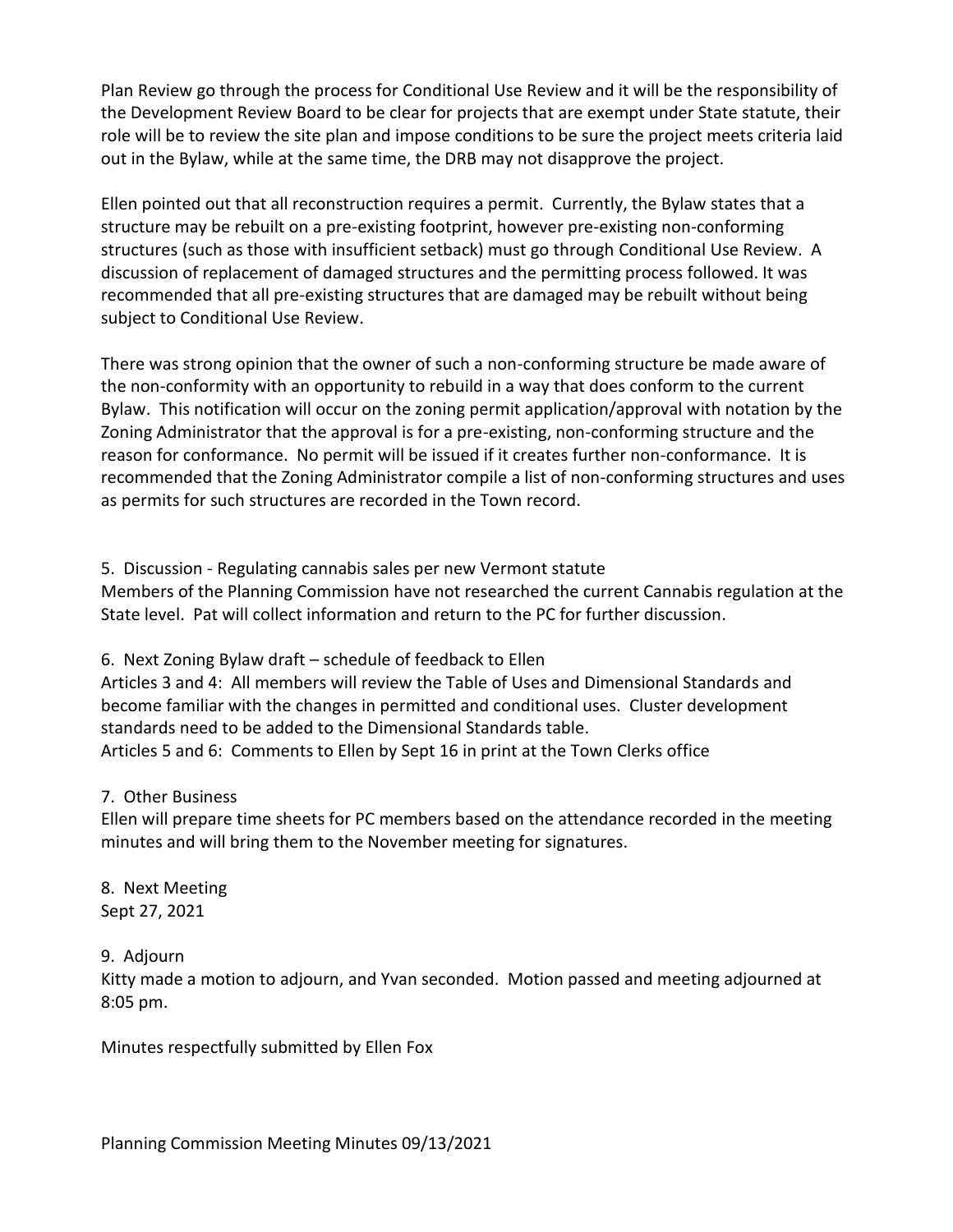Plan Review go through the process for Conditional Use Review and it will be the responsibility of the Development Review Board to be clear for projects that are exempt under State statute, their role will be to review the site plan and impose conditions to be sure the project meets criteria laid out in the Bylaw, while at the same time, the DRB may not disapprove the project.

Ellen pointed out that all reconstruction requires a permit. Currently, the Bylaw states that a structure may be rebuilt on a pre-existing footprint, however pre-existing non-conforming structures (such as those with insufficient setback) must go through Conditional Use Review. A discussion of replacement of damaged structures and the permitting process followed. It was recommended that all pre-existing structures that are damaged may be rebuilt without being subject to Conditional Use Review.

There was strong opinion that the owner of such a non-conforming structure be made aware of the non-conformity with an opportunity to rebuild in a way that does conform to the current Bylaw. This notification will occur on the zoning permit application/approval with notation by the Zoning Administrator that the approval is for a pre-existing, non-conforming structure and the reason for conformance. No permit will be issued if it creates further non-conformance. It is recommended that the Zoning Administrator compile a list of non-conforming structures and uses as permits for such structures are recorded in the Town record.

5. Discussion - Regulating cannabis sales per new Vermont statute
Members of the Planning Commission have not researched the current Cannabis regulation at the State level. Pat will collect information and return to the PC for further discussion.

6. Next Zoning Bylaw draft – schedule of feedback to Ellen
Articles 3 and 4: All members will review the Table of Uses and Dimensional Standards and become familiar with the changes in permitted and conditional uses. Cluster development standards need to be added to the Dimensional Standards table.
Articles 5 and 6: Comments to Ellen by Sept 16 in print at the Town Clerks office

7. Other Business
Ellen will prepare time sheets for PC members based on the attendance recorded in the meeting minutes and will bring them to the November meeting for signatures.

8. Next Meeting
Sept 27, 2021

9. Adjourn
Kitty made a motion to adjourn, and Yvan seconded. Motion passed and meeting adjourned at 8:05 pm.

Minutes respectfully submitted by Ellen Fox